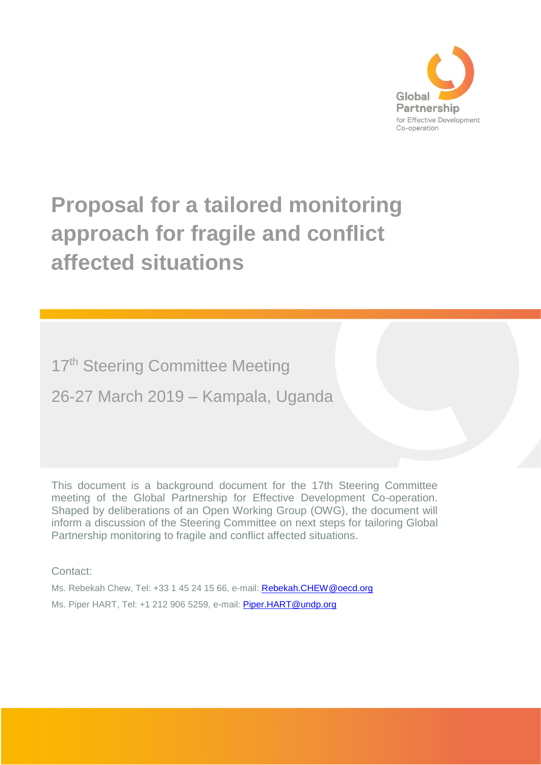Global Partnership for Effective Development Co-operation

# Proposal for a tailored monitoring approach for fragile and conflict affected situations

17th Steering Committee Meeting

26-27 March 2019 – Kampala, Uganda

This document is a background document for the 17th Steering Committee meeting of the Global Partnership for Effective Development Co-operation. Shaped by deliberations of an Open Working Group (OWG), the document will inform a discussion of the Steering Committee on next steps for tailoring Global Partnership monitoring to fragile and conflict affected situations.

Contact:

Ms. Rebekah Chew, Tel: +33 1 45 24 15 66, e-mail: Rebekah.CHEW@oecd.org

Ms. Piper HART, Tel: +1 212 906 5259, e-mail: Piper.HART@undp.org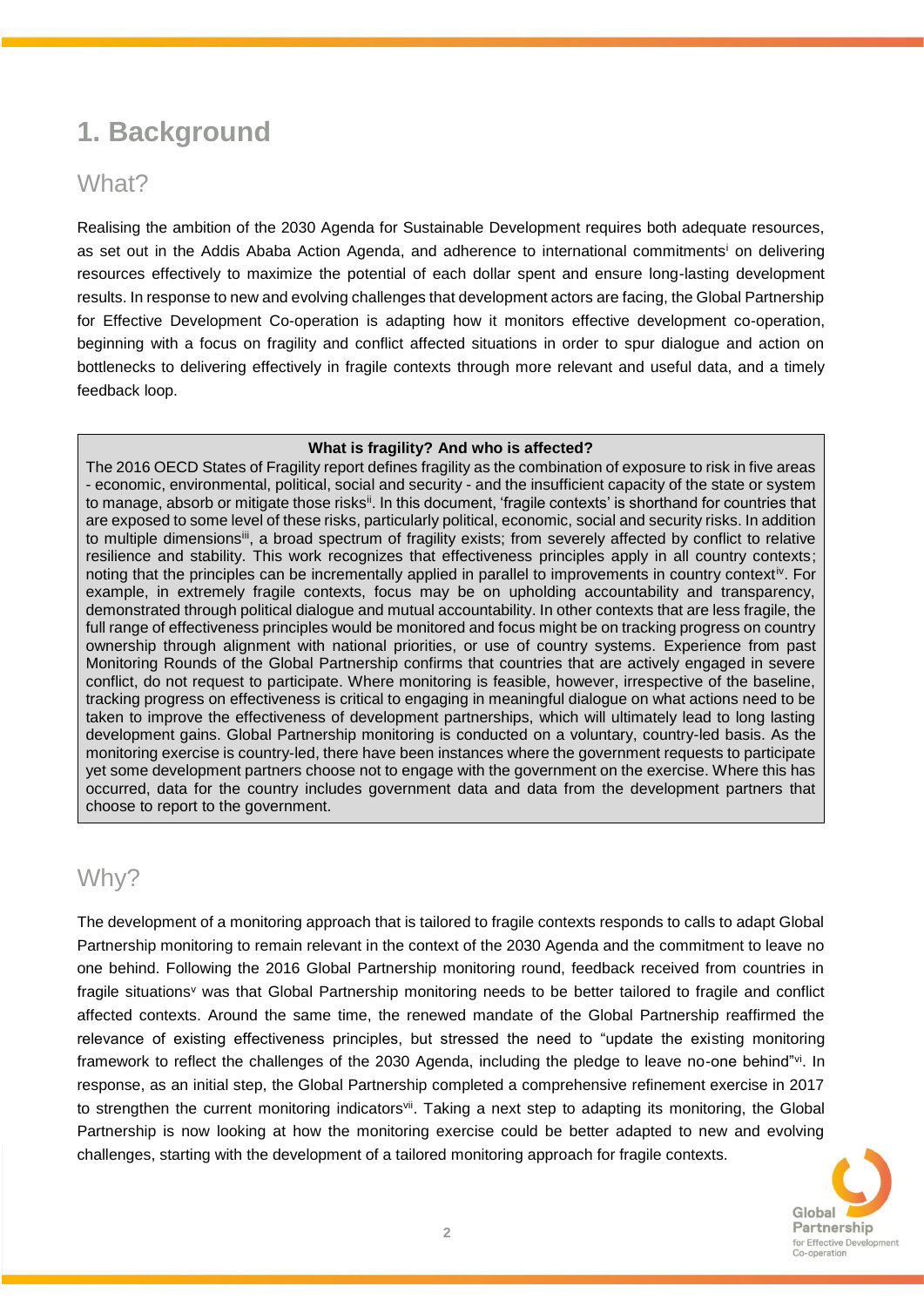# 1. Background

## What?

Realising the ambition of the 2030 Agenda for Sustainable Development requires both adequate resources, as set out in the Addis Ababa Action Agenda, and adherence to international commitments[i] on delivering resources effectively to maximize the potential of each dollar spent and ensure long-lasting development results. In response to new and evolving challenges that development actors are facing, the Global Partnership for Effective Development Co-operation is adapting how it monitors effective development co-operation, beginning with a focus on fragility and conflict affected situations in order to spur dialogue and action on bottlenecks to delivering effectively in fragile contexts through more relevant and useful data, and a timely feedback loop.

**What is fragility? And who is affected?**

The 2016 OECD States of Fragility report defines fragility as the combination of exposure to risk in five areas - economic, environmental, political, social and security - and the insufficient capacity of the state or system to manage, absorb or mitigate those risks[ii]. In this document, 'fragile contexts' is shorthand for countries that are exposed to some level of these risks, particularly political, economic, social and security risks. In addition to multiple dimensions[iii], a broad spectrum of fragility exists; from severely affected by conflict to relative resilience and stability. This work recognizes that effectiveness principles apply in all country contexts; noting that the principles can be incrementally applied in parallel to improvements in country context[iv]. For example, in extremely fragile contexts, focus may be on upholding accountability and transparency, demonstrated through political dialogue and mutual accountability. In other contexts that are less fragile, the full range of effectiveness principles would be monitored and focus might be on tracking progress on country ownership through alignment with national priorities, or use of country systems. Experience from past Monitoring Rounds of the Global Partnership confirms that countries that are actively engaged in severe conflict, do not request to participate. Where monitoring is feasible, however, irrespective of the baseline, tracking progress on effectiveness is critical to engaging in meaningful dialogue on what actions need to be taken to improve the effectiveness of development partnerships, which will ultimately lead to long lasting development gains. Global Partnership monitoring is conducted on a voluntary, country-led basis. As the monitoring exercise is country-led, there have been instances where the government requests to participate yet some development partners choose not to engage with the government on the exercise. Where this has occurred, data for the country includes government data and data from the development partners that choose to report to the government.

## Why?

The development of a monitoring approach that is tailored to fragile contexts responds to calls to adapt Global Partnership monitoring to remain relevant in the context of the 2030 Agenda and the commitment to leave no one behind. Following the 2016 Global Partnership monitoring round, feedback received from countries in fragile situations[v] was that Global Partnership monitoring needs to be better tailored to fragile and conflict affected contexts. Around the same time, the renewed mandate of the Global Partnership reaffirmed the relevance of existing effectiveness principles, but stressed the need to "update the existing monitoring framework to reflect the challenges of the 2030 Agenda, including the pledge to leave no-one behind"[vi]. In response, as an initial step, the Global Partnership completed a comprehensive refinement exercise in 2017 to strengthen the current monitoring indicators[vii]. Taking a next step to adapting its monitoring, the Global Partnership is now looking at how the monitoring exercise could be better adapted to new and evolving challenges, starting with the development of a tailored monitoring approach for fragile contexts.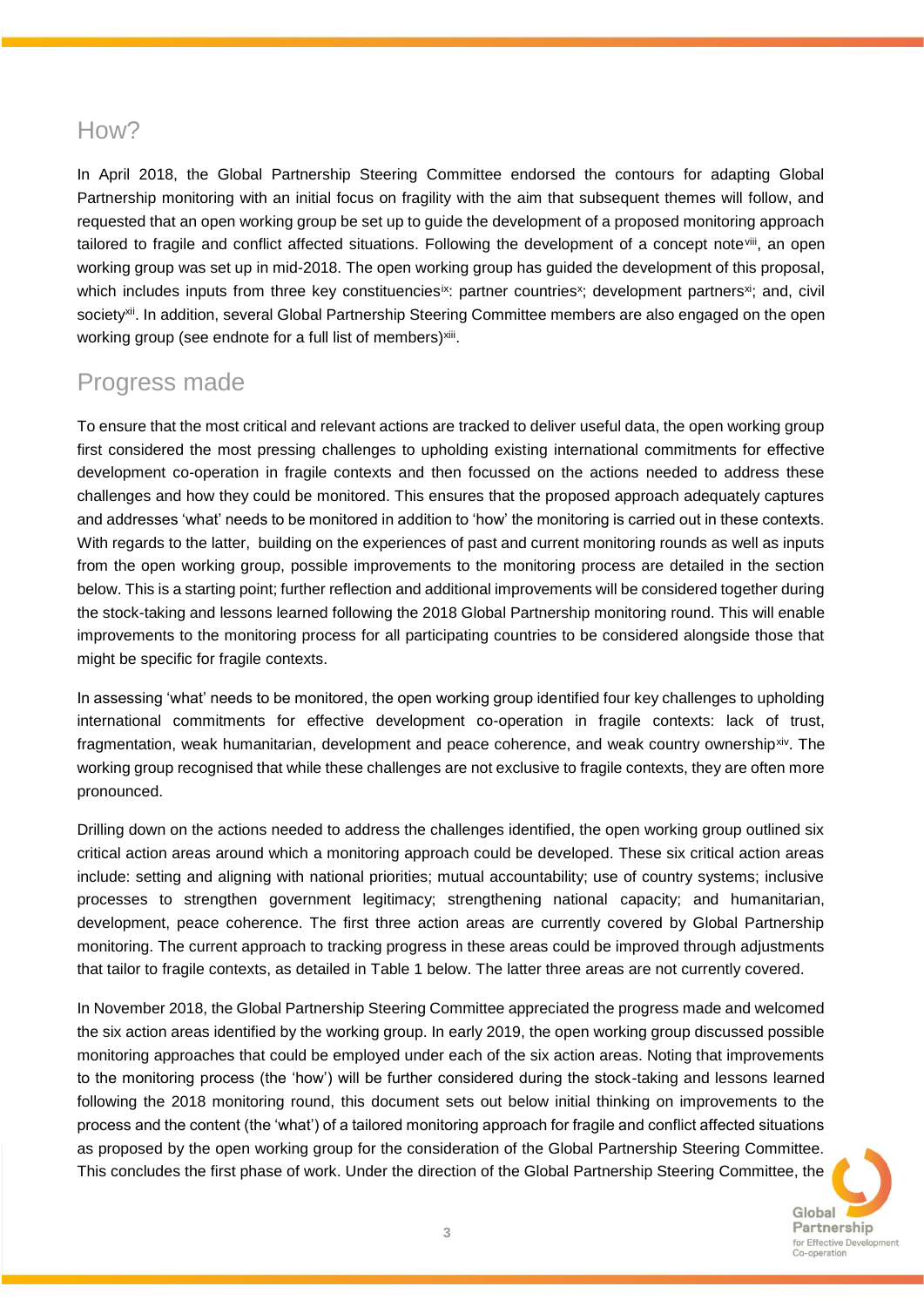## How?

In April 2018, the Global Partnership Steering Committee endorsed the contours for adapting Global Partnership monitoring with an initial focus on fragility with the aim that subsequent themes will follow, and requested that an open working group be set up to guide the development of a proposed monitoring approach tailored to fragile and conflict affected situations. Following the development of a concept note[viii], an open working group was set up in mid-2018. The open working group has guided the development of this proposal, which includes inputs from three key constituencies[ix]: partner countries[x]; development partners[xi]; and, civil society[xii]. In addition, several Global Partnership Steering Committee members are also engaged on the open working group (see endnote for a full list of members)[xiii].

## Progress made

To ensure that the most critical and relevant actions are tracked to deliver useful data, the open working group first considered the most pressing challenges to upholding existing international commitments for effective development co-operation in fragile contexts and then focussed on the actions needed to address these challenges and how they could be monitored. This ensures that the proposed approach adequately captures and addresses 'what' needs to be monitored in addition to 'how' the monitoring is carried out in these contexts. With regards to the latter, building on the experiences of past and current monitoring rounds as well as inputs from the open working group, possible improvements to the monitoring process are detailed in the section below. This is a starting point; further reflection and additional improvements will be considered together during the stock-taking and lessons learned following the 2018 Global Partnership monitoring round. This will enable improvements to the monitoring process for all participating countries to be considered alongside those that might be specific for fragile contexts.

In assessing 'what' needs to be monitored, the open working group identified four key challenges to upholding international commitments for effective development co-operation in fragile contexts: lack of trust, fragmentation, weak humanitarian, development and peace coherence, and weak country ownership[xiv]. The working group recognised that while these challenges are not exclusive to fragile contexts, they are often more pronounced.

Drilling down on the actions needed to address the challenges identified, the open working group outlined six critical action areas around which a monitoring approach could be developed. These six critical action areas include: setting and aligning with national priorities; mutual accountability; use of country systems; inclusive processes to strengthen government legitimacy; strengthening national capacity; and humanitarian, development, peace coherence. The first three action areas are currently covered by Global Partnership monitoring. The current approach to tracking progress in these areas could be improved through adjustments that tailor to fragile contexts, as detailed in Table 1 below. The latter three areas are not currently covered.

In November 2018, the Global Partnership Steering Committee appreciated the progress made and welcomed the six action areas identified by the working group. In early 2019, the open working group discussed possible monitoring approaches that could be employed under each of the six action areas. Noting that improvements to the monitoring process (the 'how') will be further considered during the stock-taking and lessons learned following the 2018 monitoring round, this document sets out below initial thinking on improvements to the process and the content (the 'what') of a tailored monitoring approach for fragile and conflict affected situations as proposed by the open working group for the consideration of the Global Partnership Steering Committee. This concludes the first phase of work. Under the direction of the Global Partnership Steering Committee, the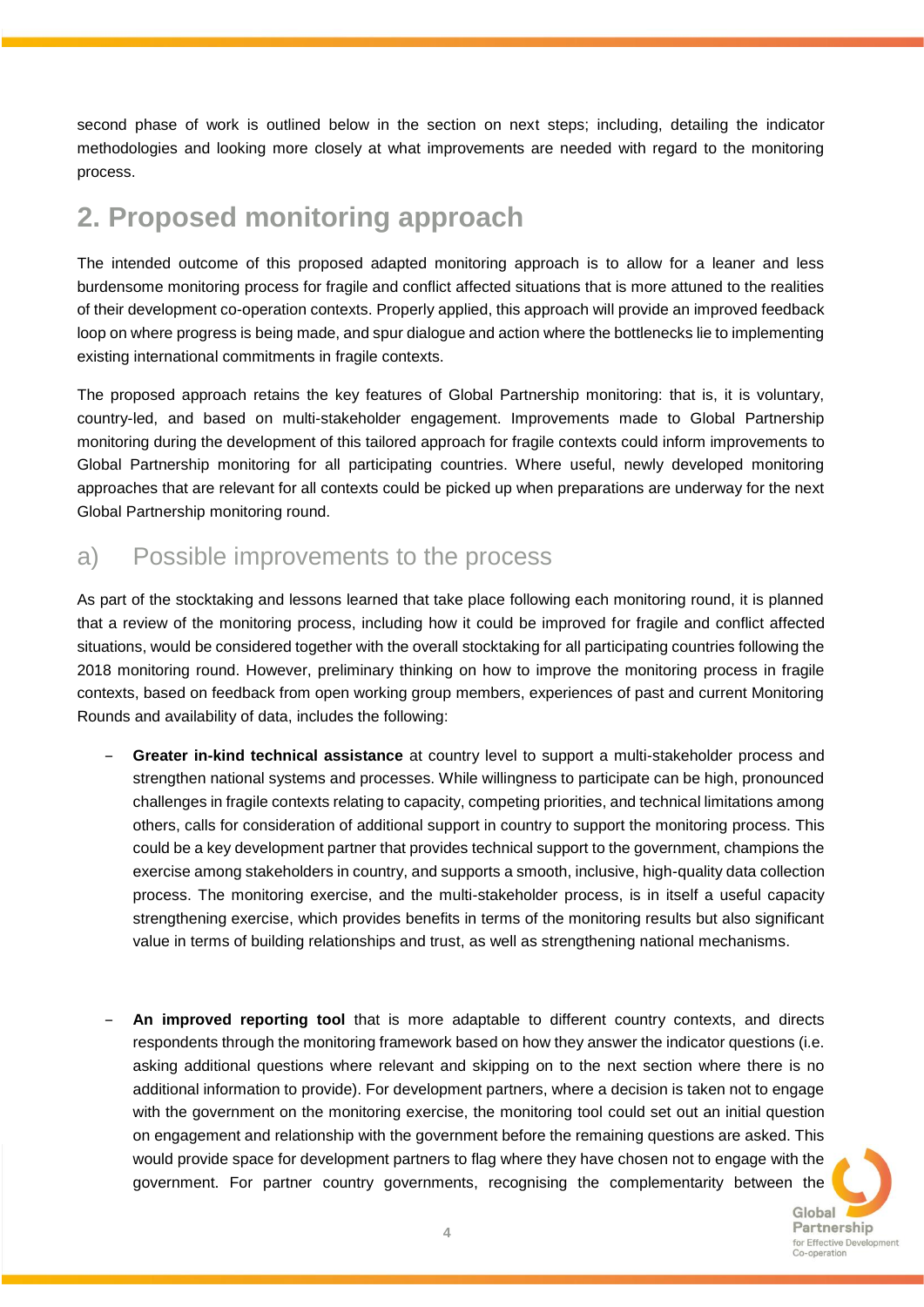second phase of work is outlined below in the section on next steps; including, detailing the indicator methodologies and looking more closely at what improvements are needed with regard to the monitoring process.

## 2. Proposed monitoring approach

The intended outcome of this proposed adapted monitoring approach is to allow for a leaner and less burdensome monitoring process for fragile and conflict affected situations that is more attuned to the realities of their development co-operation contexts. Properly applied, this approach will provide an improved feedback loop on where progress is being made, and spur dialogue and action where the bottlenecks lie to implementing existing international commitments in fragile contexts.

The proposed approach retains the key features of Global Partnership monitoring: that is, it is voluntary, country-led, and based on multi-stakeholder engagement. Improvements made to Global Partnership monitoring during the development of this tailored approach for fragile contexts could inform improvements to Global Partnership monitoring for all participating countries. Where useful, newly developed monitoring approaches that are relevant for all contexts could be picked up when preparations are underway for the next Global Partnership monitoring round.

### a) Possible improvements to the process

As part of the stocktaking and lessons learned that take place following each monitoring round, it is planned that a review of the monitoring process, including how it could be improved for fragile and conflict affected situations, would be considered together with the overall stocktaking for all participating countries following the 2018 monitoring round. However, preliminary thinking on how to improve the monitoring process in fragile contexts, based on feedback from open working group members, experiences of past and current Monitoring Rounds and availability of data, includes the following:

- **Greater in-kind technical assistance** at country level to support a multi-stakeholder process and strengthen national systems and processes. While willingness to participate can be high, pronounced challenges in fragile contexts relating to capacity, competing priorities, and technical limitations among others, calls for consideration of additional support in country to support the monitoring process. This could be a key development partner that provides technical support to the government, champions the exercise among stakeholders in country, and supports a smooth, inclusive, high-quality data collection process. The monitoring exercise, and the multi-stakeholder process, is in itself a useful capacity strengthening exercise, which provides benefits in terms of the monitoring results but also significant value in terms of building relationships and trust, as well as strengthening national mechanisms.

- **An improved reporting tool** that is more adaptable to different country contexts, and directs respondents through the monitoring framework based on how they answer the indicator questions (i.e. asking additional questions where relevant and skipping on to the next section where there is no additional information to provide). For development partners, where a decision is taken not to engage with the government on the monitoring exercise, the monitoring tool could set out an initial question on engagement and relationship with the government before the remaining questions are asked. This would provide space for development partners to flag where they have chosen not to engage with the government. For partner country governments, recognising the complementarity between the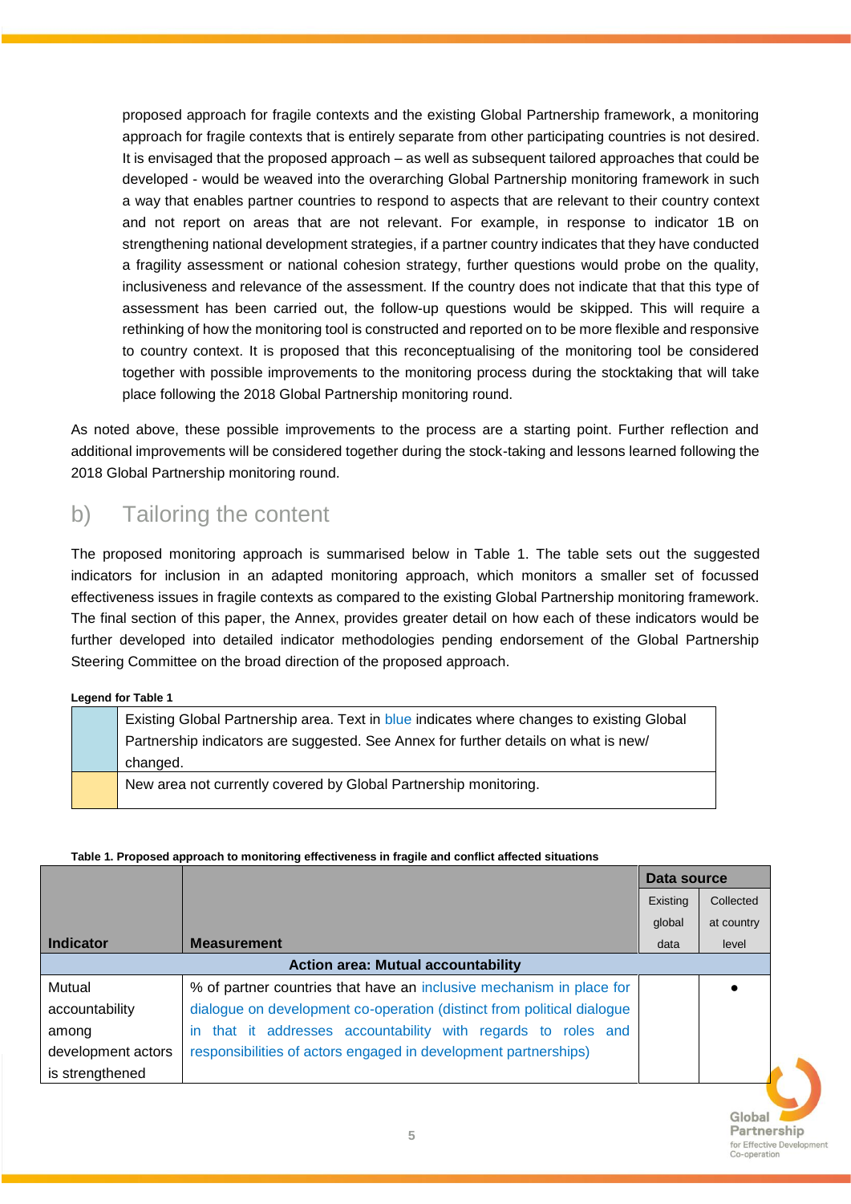proposed approach for fragile contexts and the existing Global Partnership framework, a monitoring approach for fragile contexts that is entirely separate from other participating countries is not desired. It is envisaged that the proposed approach – as well as subsequent tailored approaches that could be developed - would be weaved into the overarching Global Partnership monitoring framework in such a way that enables partner countries to respond to aspects that are relevant to their country context and not report on areas that are not relevant. For example, in response to indicator 1B on strengthening national development strategies, if a partner country indicates that they have conducted a fragility assessment or national cohesion strategy, further questions would probe on the quality, inclusiveness and relevance of the assessment. If the country does not indicate that that this type of assessment has been carried out, the follow-up questions would be skipped. This will require a rethinking of how the monitoring tool is constructed and reported on to be more flexible and responsive to country context. It is proposed that this reconceptualising of the monitoring tool be considered together with possible improvements to the monitoring process during the stocktaking that will take place following the 2018 Global Partnership monitoring round.

As noted above, these possible improvements to the process are a starting point. Further reflection and additional improvements will be considered together during the stock-taking and lessons learned following the 2018 Global Partnership monitoring round.

## b) Tailoring the content

The proposed monitoring approach is summarised below in Table 1. The table sets out the suggested indicators for inclusion in an adapted monitoring approach, which monitors a smaller set of focussed effectiveness issues in fragile contexts as compared to the existing Global Partnership monitoring framework. The final section of this paper, the Annex, provides greater detail on how each of these indicators would be further developed into detailed indicator methodologies pending endorsement of the Global Partnership Steering Committee on the broad direction of the proposed approach.

**Legend for Table 1**

| | |
|---|---|
| (blue) | Existing Global Partnership area. Text in blue indicates where changes to existing Global Partnership indicators are suggested. See Annex for further details on what is new/ changed. |
| (yellow) | New area not currently covered by Global Partnership monitoring. |

**Table 1. Proposed approach to monitoring effectiveness in fragile and conflict affected situations**

| Indicator | Measurement | Data source | |
|---|---|---|---|
| | | Existing global data | Collected at country level |
| **Action area: Mutual accountability** | | | |
| Mutual accountability among development actors is strengthened | % of partner countries that have an inclusive mechanism in place for dialogue on development co-operation (distinct from political dialogue in that it addresses accountability with regards to roles and responsibilities of actors engaged in development partnerships) | | ● |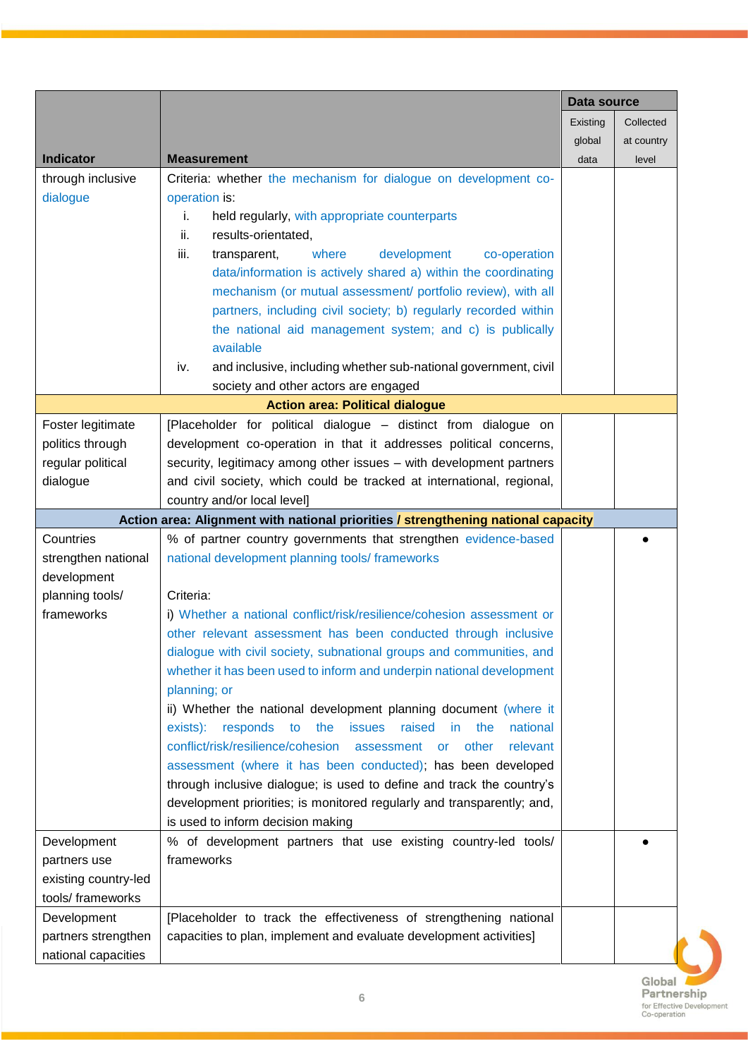| Indicator | Measurement | Data source | |
|---|---|---|---|
| | | Existing global data | Collected at country level |
| through inclusive dialogue | Criteria: whether the mechanism for dialogue on development co-operation is:<br>i. held regularly, with appropriate counterparts<br>ii. results-orientated,<br>iii. transparent, where development co-operation data/information is actively shared a) within the coordinating mechanism (or mutual assessment/ portfolio review), with all partners, including civil society; b) regularly recorded within the national aid management system; and c) is publically available<br>iv. and inclusive, including whether sub-national government, civil society and other actors are engaged | | |
| **Action area: Political dialogue** | | | |
| Foster legitimate politics through regular political dialogue | [Placeholder for political dialogue – distinct from dialogue on development co-operation in that it addresses political concerns, security, legitimacy among other issues – with development partners and civil society, which could be tracked at international, regional, country and/or local level] | | |
| **Action area: Alignment with national priorities / strengthening national capacity** | | | |
| Countries strengthen national development planning tools/ frameworks | % of partner country governments that strengthen evidence-based national development planning tools/ frameworks<br><br>Criteria:<br>i) Whether a national conflict/risk/resilience/cohesion assessment or other relevant assessment has been conducted through inclusive dialogue with civil society, subnational groups and communities, and whether it has been used to inform and underpin national development planning; or<br>ii) Whether the national development planning document (where it exists): responds to the issues raised in the national conflict/risk/resilience/cohesion assessment or other relevant assessment (where it has been conducted); has been developed through inclusive dialogue; is used to define and track the country's development priorities; is monitored regularly and transparently; and, is used to inform decision making | | • |
| Development partners use existing country-led tools/ frameworks | % of development partners that use existing country-led tools/ frameworks | | • |
| Development partners strengthen national capacities | [Placeholder to track the effectiveness of strengthening national capacities to plan, implement and evaluate development activities] | | |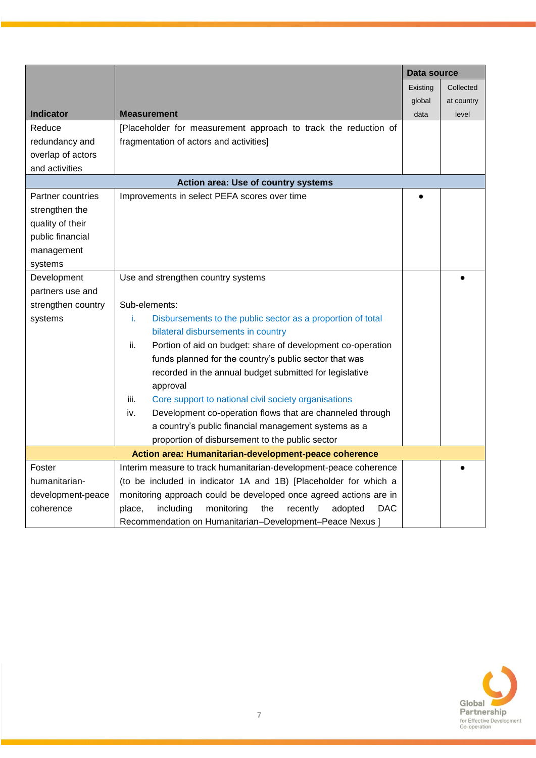| Indicator | Measurement | Data source | |
|---|---|---|---|
| | | Existing global data | Collected at country level |
| Reduce redundancy and overlap of actors and activities | [Placeholder for measurement approach to track the reduction of fragmentation of actors and activities] | | |
| **Action area: Use of country systems** | | | |
| Partner countries strengthen the quality of their public financial management systems | Improvements in select PEFA scores over time | ● | |
| Development partners use and strengthen country systems | Use and strengthen country systems<br><br>Sub-elements:<br>i. Disbursements to the public sector as a proportion of total bilateral disbursements in country<br>ii. Portion of aid on budget: share of development co-operation funds planned for the country's public sector that was recorded in the annual budget submitted for legislative approval<br>iii. Core support to national civil society organisations<br>iv. Development co-operation flows that are channeled through a country's public financial management systems as a proportion of disbursement to the public sector | | ● |
| **Action area: Humanitarian-development-peace coherence** | | | |
| Foster humanitarian-development-peace coherence | Interim measure to track humanitarian-development-peace coherence (to be included in indicator 1A and 1B) [Placeholder for which a monitoring approach could be developed once agreed actions are in place, including monitoring the recently adopted DAC Recommendation on Humanitarian–Development–Peace Nexus ] | | ● |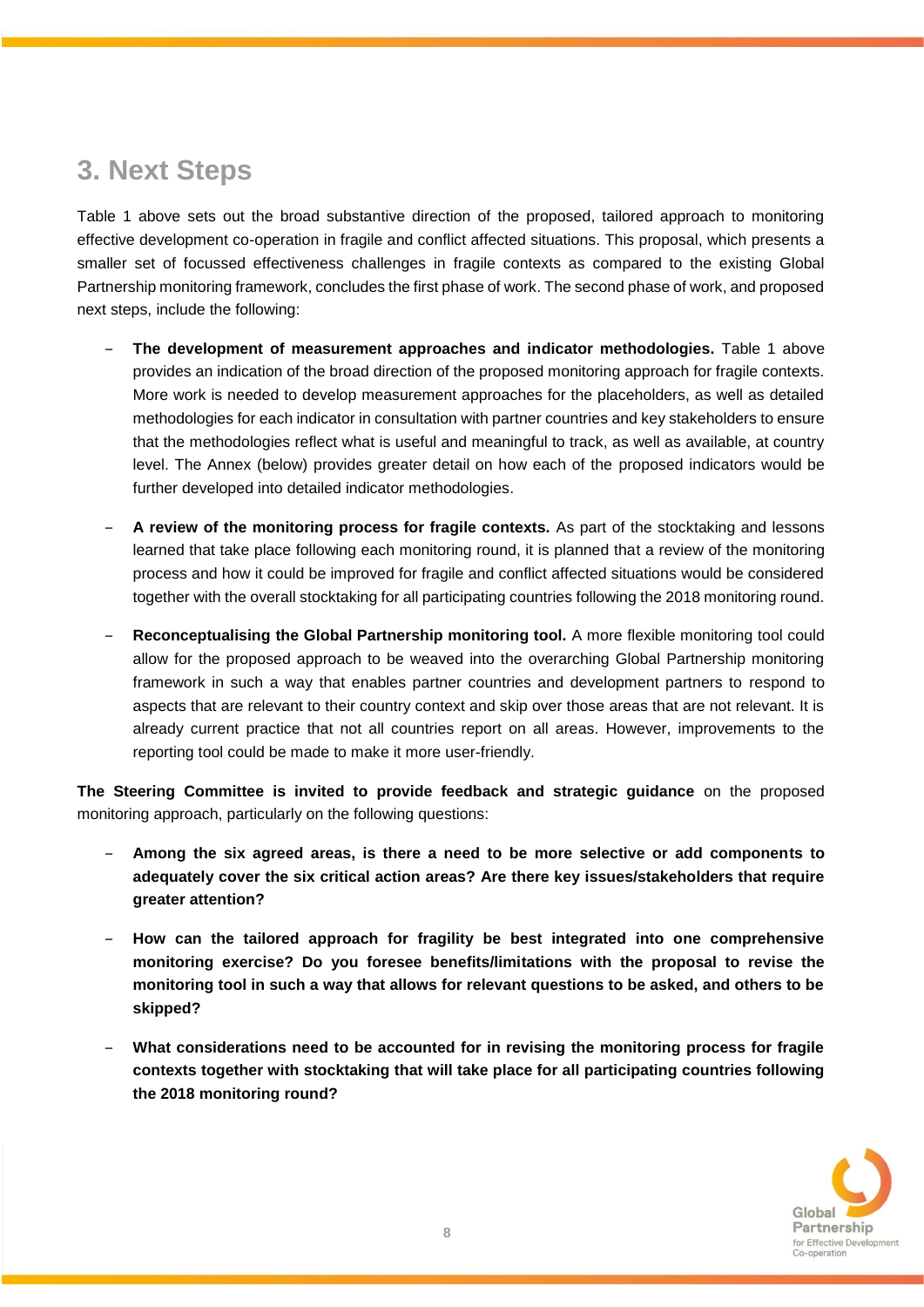## 3. Next Steps

Table 1 above sets out the broad substantive direction of the proposed, tailored approach to monitoring effective development co-operation in fragile and conflict affected situations. This proposal, which presents a smaller set of focussed effectiveness challenges in fragile contexts as compared to the existing Global Partnership monitoring framework, concludes the first phase of work. The second phase of work, and proposed next steps, include the following:

- **The development of measurement approaches and indicator methodologies.** Table 1 above provides an indication of the broad direction of the proposed monitoring approach for fragile contexts. More work is needed to develop measurement approaches for the placeholders, as well as detailed methodologies for each indicator in consultation with partner countries and key stakeholders to ensure that the methodologies reflect what is useful and meaningful to track, as well as available, at country level. The Annex (below) provides greater detail on how each of the proposed indicators would be further developed into detailed indicator methodologies.

- **A review of the monitoring process for fragile contexts.** As part of the stocktaking and lessons learned that take place following each monitoring round, it is planned that a review of the monitoring process and how it could be improved for fragile and conflict affected situations would be considered together with the overall stocktaking for all participating countries following the 2018 monitoring round.

- **Reconceptualising the Global Partnership monitoring tool.** A more flexible monitoring tool could allow for the proposed approach to be weaved into the overarching Global Partnership monitoring framework in such a way that enables partner countries and development partners to respond to aspects that are relevant to their country context and skip over those areas that are not relevant. It is already current practice that not all countries report on all areas. However, improvements to the reporting tool could be made to make it more user-friendly.

**The Steering Committee is invited to provide feedback and strategic guidance** on the proposed monitoring approach, particularly on the following questions:

- **Among the six agreed areas, is there a need to be more selective or add components to adequately cover the six critical action areas? Are there key issues/stakeholders that require greater attention?**

- **How can the tailored approach for fragility be best integrated into one comprehensive monitoring exercise? Do you foresee benefits/limitations with the proposal to revise the monitoring tool in such a way that allows for relevant questions to be asked, and others to be skipped?**

- **What considerations need to be accounted for in revising the monitoring process for fragile contexts together with stocktaking that will take place for all participating countries following the 2018 monitoring round?**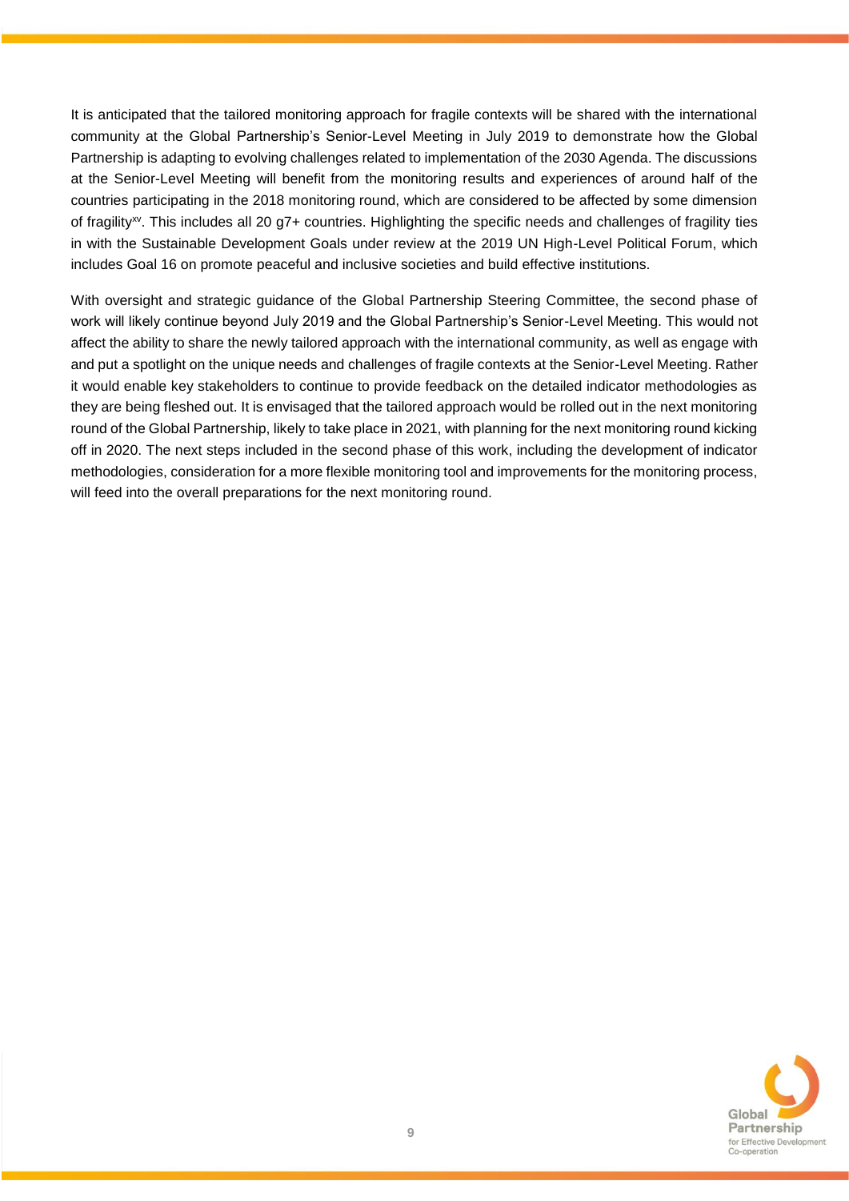It is anticipated that the tailored monitoring approach for fragile contexts will be shared with the international community at the Global Partnership's Senior-Level Meeting in July 2019 to demonstrate how the Global Partnership is adapting to evolving challenges related to implementation of the 2030 Agenda. The discussions at the Senior-Level Meeting will benefit from the monitoring results and experiences of around half of the countries participating in the 2018 monitoring round, which are considered to be affected by some dimension of fragility[xv]. This includes all 20 g7+ countries. Highlighting the specific needs and challenges of fragility ties in with the Sustainable Development Goals under review at the 2019 UN High-Level Political Forum, which includes Goal 16 on promote peaceful and inclusive societies and build effective institutions.

With oversight and strategic guidance of the Global Partnership Steering Committee, the second phase of work will likely continue beyond July 2019 and the Global Partnership's Senior-Level Meeting. This would not affect the ability to share the newly tailored approach with the international community, as well as engage with and put a spotlight on the unique needs and challenges of fragile contexts at the Senior-Level Meeting. Rather it would enable key stakeholders to continue to provide feedback on the detailed indicator methodologies as they are being fleshed out. It is envisaged that the tailored approach would be rolled out in the next monitoring round of the Global Partnership, likely to take place in 2021, with planning for the next monitoring round kicking off in 2020. The next steps included in the second phase of this work, including the development of indicator methodologies, consideration for a more flexible monitoring tool and improvements for the monitoring process, will feed into the overall preparations for the next monitoring round.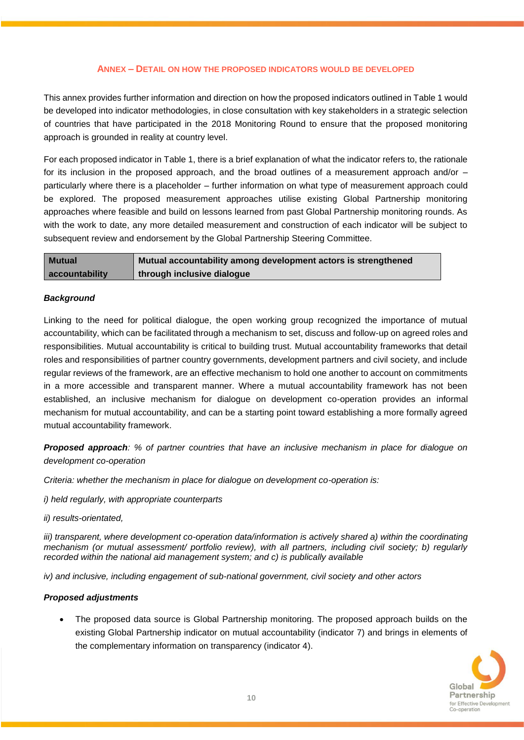## ANNEX – DETAIL ON HOW THE PROPOSED INDICATORS WOULD BE DEVELOPED

This annex provides further information and direction on how the proposed indicators outlined in Table 1 would be developed into indicator methodologies, in close consultation with key stakeholders in a strategic selection of countries that have participated in the 2018 Monitoring Round to ensure that the proposed monitoring approach is grounded in reality at country level.

For each proposed indicator in Table 1, there is a brief explanation of what the indicator refers to, the rationale for its inclusion in the proposed approach, and the broad outlines of a measurement approach and/or – particularly where there is a placeholder – further information on what type of measurement approach could be explored. The proposed measurement approaches utilise existing Global Partnership monitoring approaches where feasible and build on lessons learned from past Global Partnership monitoring rounds. As with the work to date, any more detailed measurement and construction of each indicator will be subject to subsequent review and endorsement by the Global Partnership Steering Committee.

| **Mutual accountability** | **Mutual accountability among development actors is strengthened through inclusive dialogue** |
|---|---|

***Background***

Linking to the need for political dialogue, the open working group recognized the importance of mutual accountability, which can be facilitated through a mechanism to set, discuss and follow-up on agreed roles and responsibilities. Mutual accountability is critical to building trust. Mutual accountability frameworks that detail roles and responsibilities of partner country governments, development partners and civil society, and include regular reviews of the framework, are an effective mechanism to hold one another to account on commitments in a more accessible and transparent manner. Where a mutual accountability framework has not been established, an inclusive mechanism for dialogue on development co-operation provides an informal mechanism for mutual accountability, and can be a starting point toward establishing a more formally agreed mutual accountability framework.

***Proposed approach**: % of partner countries that have an inclusive mechanism in place for dialogue on development co-operation*

*Criteria: whether the mechanism in place for dialogue on development co-operation is:*

*i) held regularly, with appropriate counterparts*

*ii) results-orientated,*

*iii) transparent, where development co-operation data/information is actively shared a) within the coordinating mechanism (or mutual assessment/ portfolio review), with all partners, including civil society; b) regularly recorded within the national aid management system; and c) is publically available*

*iv) and inclusive, including engagement of sub-national government, civil society and other actors*

***Proposed adjustments***

- The proposed data source is Global Partnership monitoring. The proposed approach builds on the existing Global Partnership indicator on mutual accountability (indicator 7) and brings in elements of the complementary information on transparency (indicator 4).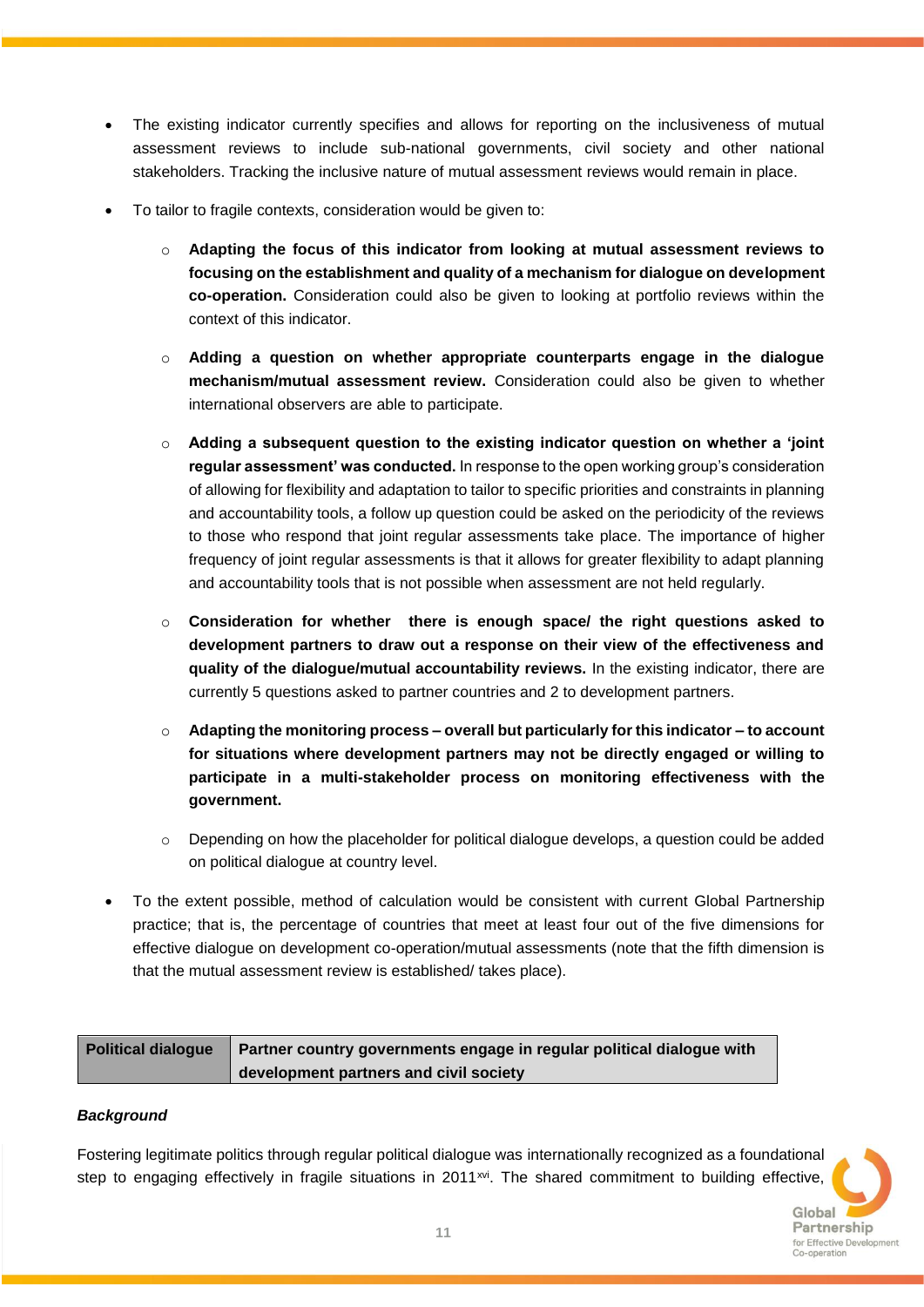- The existing indicator currently specifies and allows for reporting on the inclusiveness of mutual assessment reviews to include sub-national governments, civil society and other national stakeholders. Tracking the inclusive nature of mutual assessment reviews would remain in place.
- To tailor to fragile contexts, consideration would be given to:
    - **Adapting the focus of this indicator from looking at mutual assessment reviews to focusing on the establishment and quality of a mechanism for dialogue on development co-operation.** Consideration could also be given to looking at portfolio reviews within the context of this indicator.
    - **Adding a question on whether appropriate counterparts engage in the dialogue mechanism/mutual assessment review.** Consideration could also be given to whether international observers are able to participate.
    - **Adding a subsequent question to the existing indicator question on whether a 'joint regular assessment' was conducted.** In response to the open working group's consideration of allowing for flexibility and adaptation to tailor to specific priorities and constraints in planning and accountability tools, a follow up question could be asked on the periodicity of the reviews to those who respond that joint regular assessments take place. The importance of higher frequency of joint regular assessments is that it allows for greater flexibility to adapt planning and accountability tools that is not possible when assessment are not held regularly.
    - **Consideration for whether there is enough space/ the right questions asked to development partners to draw out a response on their view of the effectiveness and quality of the dialogue/mutual accountability reviews.** In the existing indicator, there are currently 5 questions asked to partner countries and 2 to development partners.
    - **Adapting the monitoring process – overall but particularly for this indicator – to account for situations where development partners may not be directly engaged or willing to participate in a multi-stakeholder process on monitoring effectiveness with the government.**
    - Depending on how the placeholder for political dialogue develops, a question could be added on political dialogue at country level.
- To the extent possible, method of calculation would be consistent with current Global Partnership practice; that is, the percentage of countries that meet at least four out of the five dimensions for effective dialogue on development co-operation/mutual assessments (note that the fifth dimension is that the mutual assessment review is established/ takes place).

| **Political dialogue** | **Partner country governments engage in regular political dialogue with development partners and civil society** |
|---|---|

***Background***

Fostering legitimate politics through regular political dialogue was internationally recognized as a foundational step to engaging effectively in fragile situations in 2011[xvi]. The shared commitment to building effective,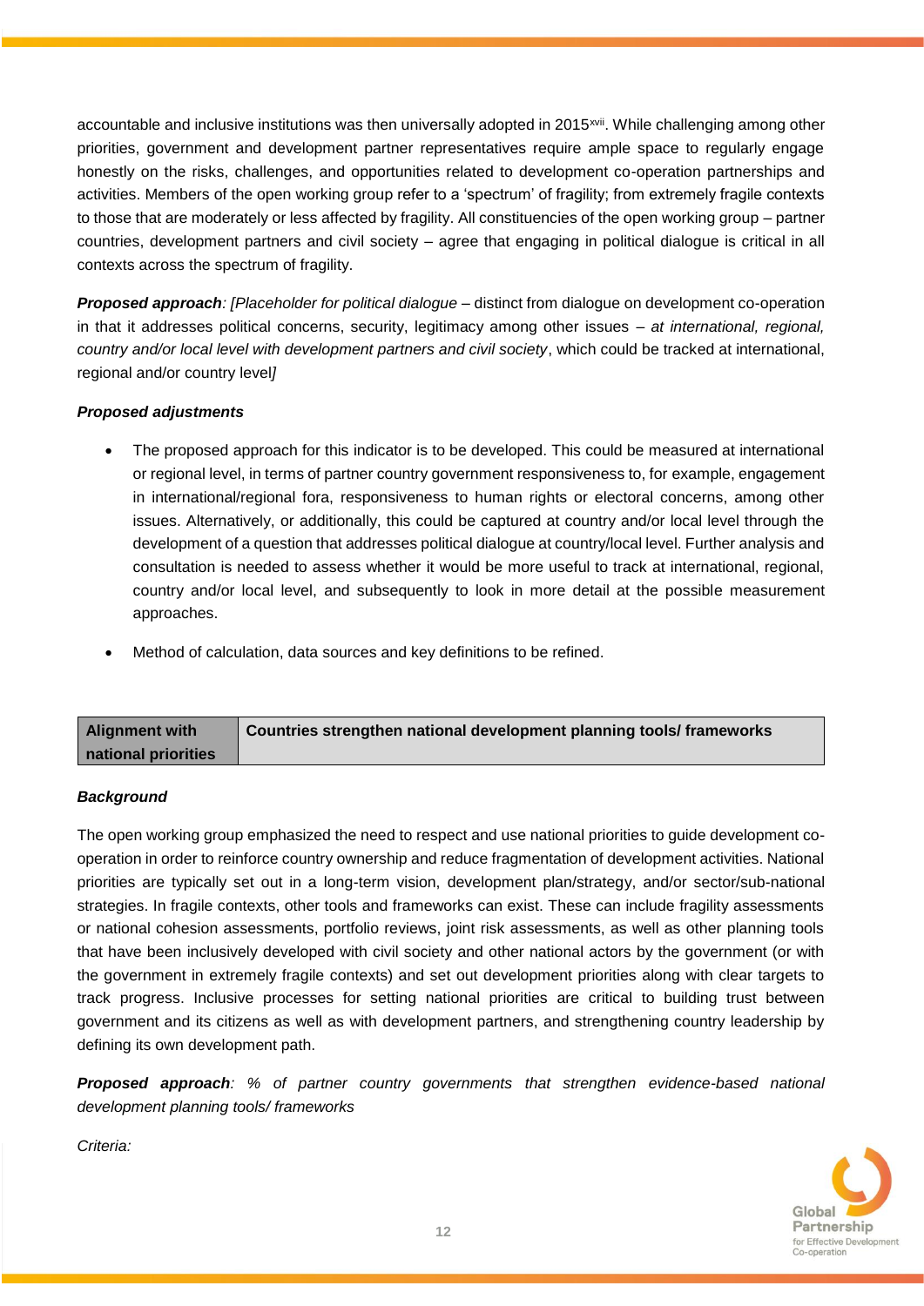accountable and inclusive institutions was then universally adopted in 2015[xvii]. While challenging among other priorities, government and development partner representatives require ample space to regularly engage honestly on the risks, challenges, and opportunities related to development co-operation partnerships and activities. Members of the open working group refer to a 'spectrum' of fragility; from extremely fragile contexts to those that are moderately or less affected by fragility. All constituencies of the open working group – partner countries, development partners and civil society – agree that engaging in political dialogue is critical in all contexts across the spectrum of fragility.

***Proposed approach****: [Placeholder for political dialogue* – distinct from dialogue on development co-operation in that it addresses political concerns, security, legitimacy among other issues – *at international, regional, country and/or local level with development partners and civil society*, which could be tracked at international, regional and/or country level*]*

***Proposed adjustments***

- The proposed approach for this indicator is to be developed. This could be measured at international or regional level, in terms of partner country government responsiveness to, for example, engagement in international/regional fora, responsiveness to human rights or electoral concerns, among other issues. Alternatively, or additionally, this could be captured at country and/or local level through the development of a question that addresses political dialogue at country/local level. Further analysis and consultation is needed to assess whether it would be more useful to track at international, regional, country and/or local level, and subsequently to look in more detail at the possible measurement approaches.
- Method of calculation, data sources and key definitions to be refined.

| Alignment with national priorities | Countries strengthen national development planning tools/ frameworks |
|---|---|

***Background***

The open working group emphasized the need to respect and use national priorities to guide development co-operation in order to reinforce country ownership and reduce fragmentation of development activities. National priorities are typically set out in a long-term vision, development plan/strategy, and/or sector/sub-national strategies. In fragile contexts, other tools and frameworks can exist. These can include fragility assessments or national cohesion assessments, portfolio reviews, joint risk assessments, as well as other planning tools that have been inclusively developed with civil society and other national actors by the government (or with the government in extremely fragile contexts) and set out development priorities along with clear targets to track progress. Inclusive processes for setting national priorities are critical to building trust between government and its citizens as well as with development partners, and strengthening country leadership by defining its own development path.

***Proposed approach****: % of partner country governments that strengthen evidence-based national development planning tools/ frameworks*

*Criteria:*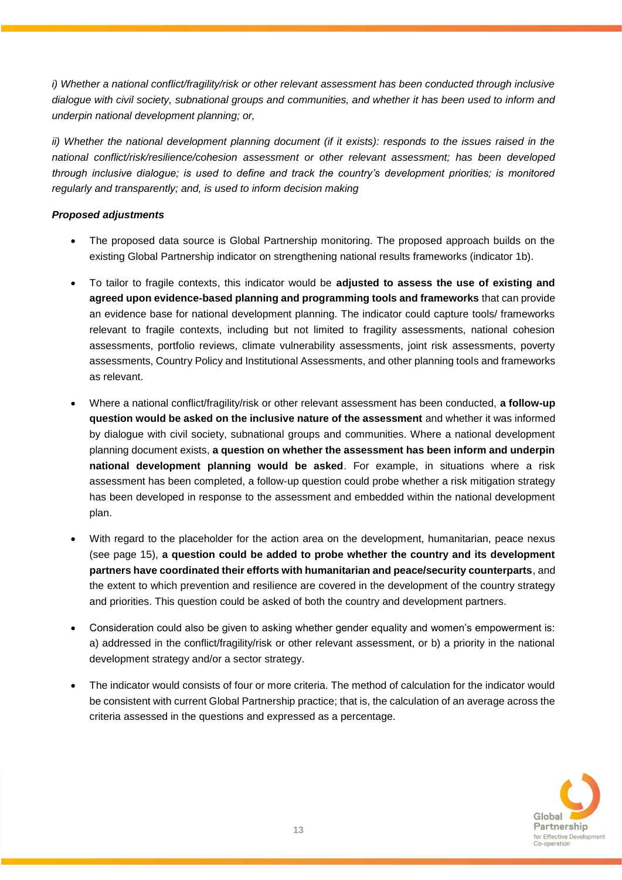*i) Whether a national conflict/fragility/risk or other relevant assessment has been conducted through inclusive dialogue with civil society, subnational groups and communities, and whether it has been used to inform and underpin national development planning; or,*

*ii) Whether the national development planning document (if it exists): responds to the issues raised in the national conflict/risk/resilience/cohesion assessment or other relevant assessment; has been developed through inclusive dialogue; is used to define and track the country's development priorities; is monitored regularly and transparently; and, is used to inform decision making*

***Proposed adjustments***

- The proposed data source is Global Partnership monitoring. The proposed approach builds on the existing Global Partnership indicator on strengthening national results frameworks (indicator 1b).
- To tailor to fragile contexts, this indicator would be **adjusted to assess the use of existing and agreed upon evidence-based planning and programming tools and frameworks** that can provide an evidence base for national development planning. The indicator could capture tools/ frameworks relevant to fragile contexts, including but not limited to fragility assessments, national cohesion assessments, portfolio reviews, climate vulnerability assessments, joint risk assessments, poverty assessments, Country Policy and Institutional Assessments, and other planning tools and frameworks as relevant.
- Where a national conflict/fragility/risk or other relevant assessment has been conducted, **a follow-up question would be asked on the inclusive nature of the assessment** and whether it was informed by dialogue with civil society, subnational groups and communities. Where a national development planning document exists, **a question on whether the assessment has been inform and underpin national development planning would be asked**. For example, in situations where a risk assessment has been completed, a follow-up question could probe whether a risk mitigation strategy has been developed in response to the assessment and embedded within the national development plan.
- With regard to the placeholder for the action area on the development, humanitarian, peace nexus (see page 15), **a question could be added to probe whether the country and its development partners have coordinated their efforts with humanitarian and peace/security counterparts**, and the extent to which prevention and resilience are covered in the development of the country strategy and priorities. This question could be asked of both the country and development partners.
- Consideration could also be given to asking whether gender equality and women's empowerment is: a) addressed in the conflict/fragility/risk or other relevant assessment, or b) a priority in the national development strategy and/or a sector strategy.
- The indicator would consists of four or more criteria. The method of calculation for the indicator would be consistent with current Global Partnership practice; that is, the calculation of an average across the criteria assessed in the questions and expressed as a percentage.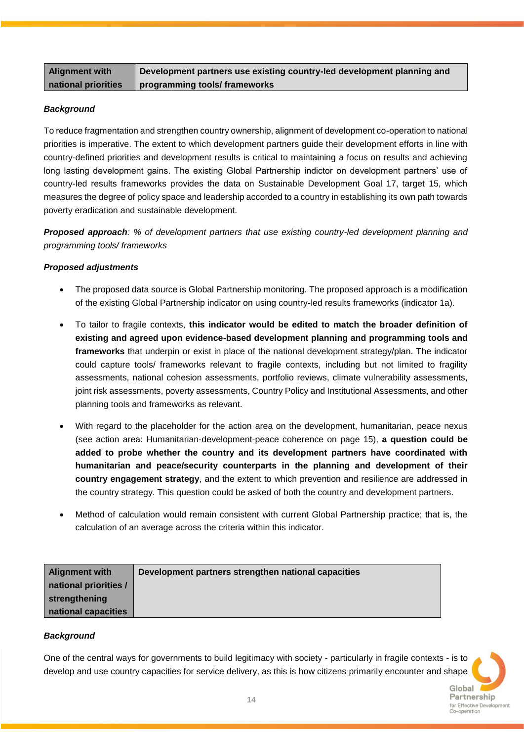| Alignment with national priorities | Development partners use existing country-led development planning and programming tools/ frameworks |
|---|---|

***Background***

To reduce fragmentation and strengthen country ownership, alignment of development co-operation to national priorities is imperative. The extent to which development partners guide their development efforts in line with country-defined priorities and development results is critical to maintaining a focus on results and achieving long lasting development gains. The existing Global Partnership indictor on development partners' use of country-led results frameworks provides the data on Sustainable Development Goal 17, target 15, which measures the degree of policy space and leadership accorded to a country in establishing its own path towards poverty eradication and sustainable development.

***Proposed approach****: % of development partners that use existing country-led development planning and programming tools/ frameworks*

***Proposed adjustments***

- The proposed data source is Global Partnership monitoring. The proposed approach is a modification of the existing Global Partnership indicator on using country-led results frameworks (indicator 1a).
- To tailor to fragile contexts, **this indicator would be edited to match the broader definition of existing and agreed upon evidence-based development planning and programming tools and frameworks** that underpin or exist in place of the national development strategy/plan. The indicator could capture tools/ frameworks relevant to fragile contexts, including but not limited to fragility assessments, national cohesion assessments, portfolio reviews, climate vulnerability assessments, joint risk assessments, poverty assessments, Country Policy and Institutional Assessments, and other planning tools and frameworks as relevant.
- With regard to the placeholder for the action area on the development, humanitarian, peace nexus (see action area: Humanitarian-development-peace coherence on page 15), **a question could be added to probe whether the country and its development partners have coordinated with humanitarian and peace/security counterparts in the planning and development of their country engagement strategy**, and the extent to which prevention and resilience are addressed in the country strategy. This question could be asked of both the country and development partners.
- Method of calculation would remain consistent with current Global Partnership practice; that is, the calculation of an average across the criteria within this indicator.

| Alignment with national priorities / strengthening national capacities | Development partners strengthen national capacities |
|---|---|

***Background***

One of the central ways for governments to build legitimacy with society - particularly in fragile contexts - is to develop and use country capacities for service delivery, as this is how citizens primarily encounter and shape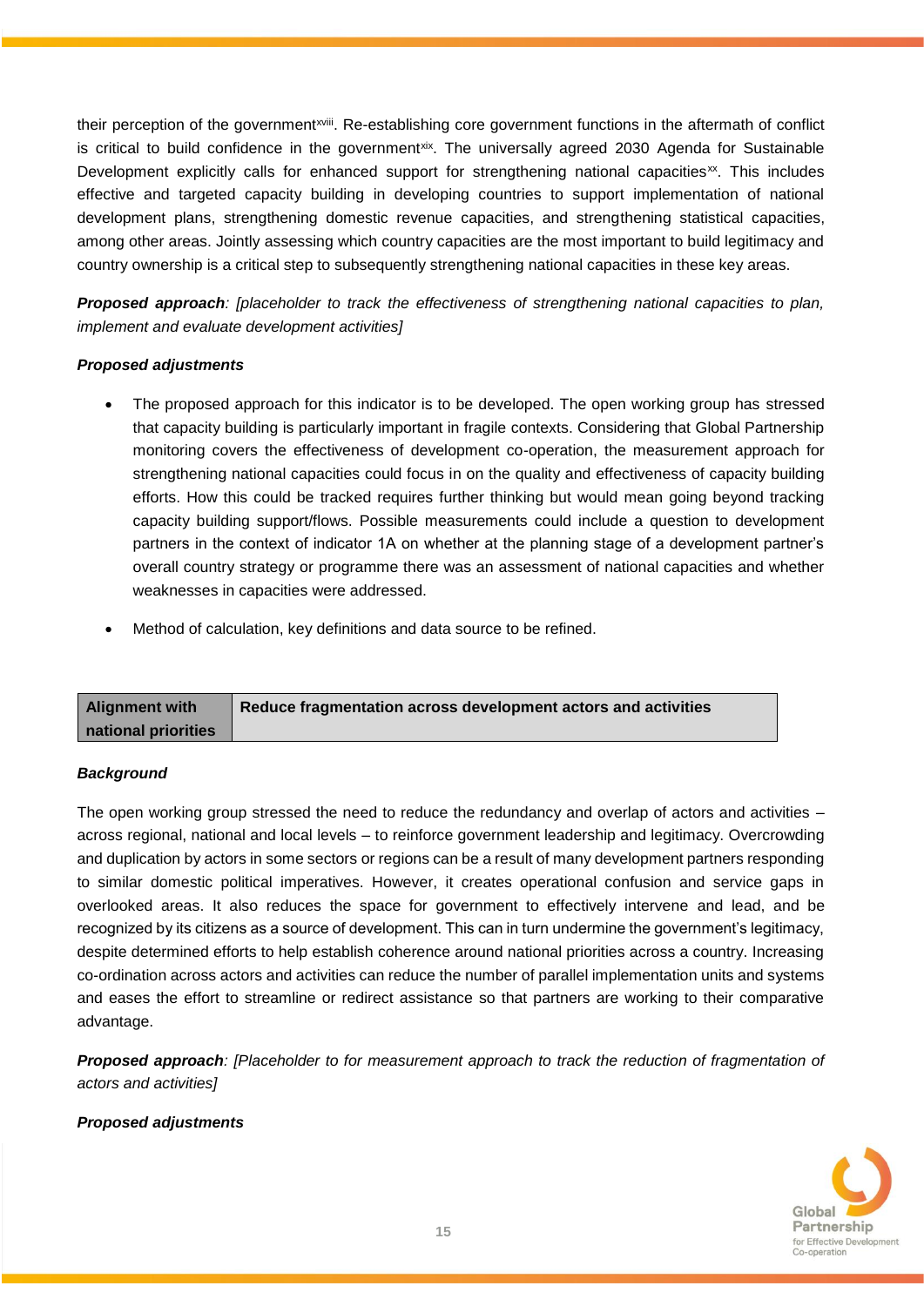their perception of the government[xviii]. Re-establishing core government functions in the aftermath of conflict is critical to build confidence in the government[xix]. The universally agreed 2030 Agenda for Sustainable Development explicitly calls for enhanced support for strengthening national capacities[xx]. This includes effective and targeted capacity building in developing countries to support implementation of national development plans, strengthening domestic revenue capacities, and strengthening statistical capacities, among other areas. Jointly assessing which country capacities are the most important to build legitimacy and country ownership is a critical step to subsequently strengthening national capacities in these key areas.

***Proposed approach**: [placeholder to track the effectiveness of strengthening national capacities to plan, implement and evaluate development activities]*

***Proposed adjustments***

- The proposed approach for this indicator is to be developed. The open working group has stressed that capacity building is particularly important in fragile contexts. Considering that Global Partnership monitoring covers the effectiveness of development co-operation, the measurement approach for strengthening national capacities could focus in on the quality and effectiveness of capacity building efforts. How this could be tracked requires further thinking but would mean going beyond tracking capacity building support/flows. Possible measurements could include a question to development partners in the context of indicator 1A on whether at the planning stage of a development partner's overall country strategy or programme there was an assessment of national capacities and whether weaknesses in capacities were addressed.
- Method of calculation, key definitions and data source to be refined.

| Alignment with national priorities | Reduce fragmentation across development actors and activities |
|---|---|

***Background***

The open working group stressed the need to reduce the redundancy and overlap of actors and activities – across regional, national and local levels – to reinforce government leadership and legitimacy. Overcrowding and duplication by actors in some sectors or regions can be a result of many development partners responding to similar domestic political imperatives. However, it creates operational confusion and service gaps in overlooked areas. It also reduces the space for government to effectively intervene and lead, and be recognized by its citizens as a source of development. This can in turn undermine the government's legitimacy, despite determined efforts to help establish coherence around national priorities across a country. Increasing co-ordination across actors and activities can reduce the number of parallel implementation units and systems and eases the effort to streamline or redirect assistance so that partners are working to their comparative advantage.

***Proposed approach**: [Placeholder to for measurement approach to track the reduction of fragmentation of actors and activities]*

***Proposed adjustments***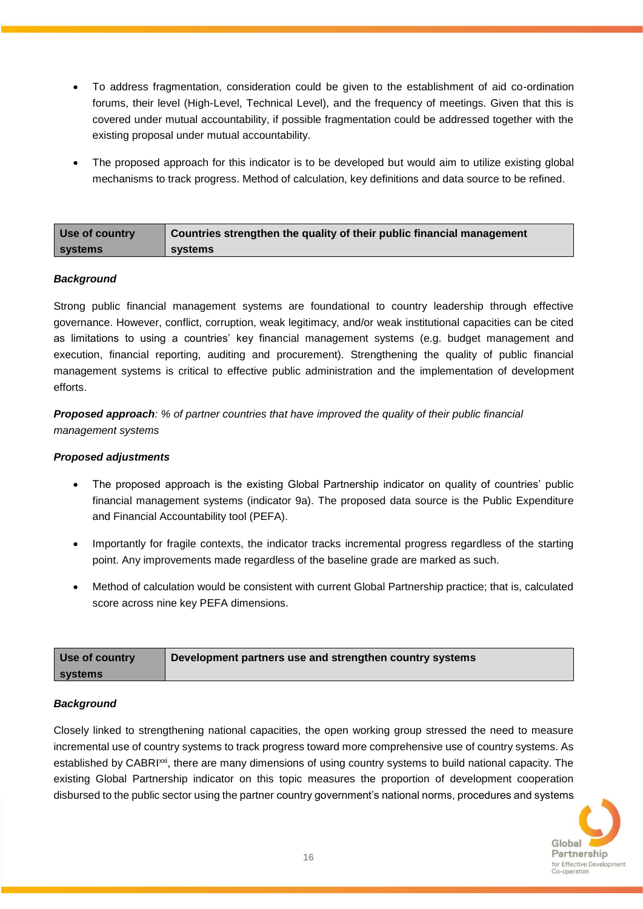- To address fragmentation, consideration could be given to the establishment of aid co-ordination forums, their level (High-Level, Technical Level), and the frequency of meetings. Given that this is covered under mutual accountability, if possible fragmentation could be addressed together with the existing proposal under mutual accountability.

- The proposed approach for this indicator is to be developed but would aim to utilize existing global mechanisms to track progress. Method of calculation, key definitions and data source to be refined.

| Use of country systems | Countries strengthen the quality of their public financial management systems |
|---|---|

***Background***

Strong public financial management systems are foundational to country leadership through effective governance. However, conflict, corruption, weak legitimacy, and/or weak institutional capacities can be cited as limitations to using a countries' key financial management systems (e.g. budget management and execution, financial reporting, auditing and procurement). Strengthening the quality of public financial management systems is critical to effective public administration and the implementation of development efforts.

***Proposed approach****: % of partner countries that have improved the quality of their public financial management systems*

***Proposed adjustments***

- The proposed approach is the existing Global Partnership indicator on quality of countries' public financial management systems (indicator 9a). The proposed data source is the Public Expenditure and Financial Accountability tool (PEFA).

- Importantly for fragile contexts, the indicator tracks incremental progress regardless of the starting point. Any improvements made regardless of the baseline grade are marked as such.

- Method of calculation would be consistent with current Global Partnership practice; that is, calculated score across nine key PEFA dimensions.

| Use of country systems | Development partners use and strengthen country systems |
|---|---|

***Background***

Closely linked to strengthening national capacities, the open working group stressed the need to measure incremental use of country systems to track progress toward more comprehensive use of country systems. As established by CABRI[xxi], there are many dimensions of using country systems to build national capacity. The existing Global Partnership indicator on this topic measures the proportion of development cooperation disbursed to the public sector using the partner country government's national norms, procedures and systems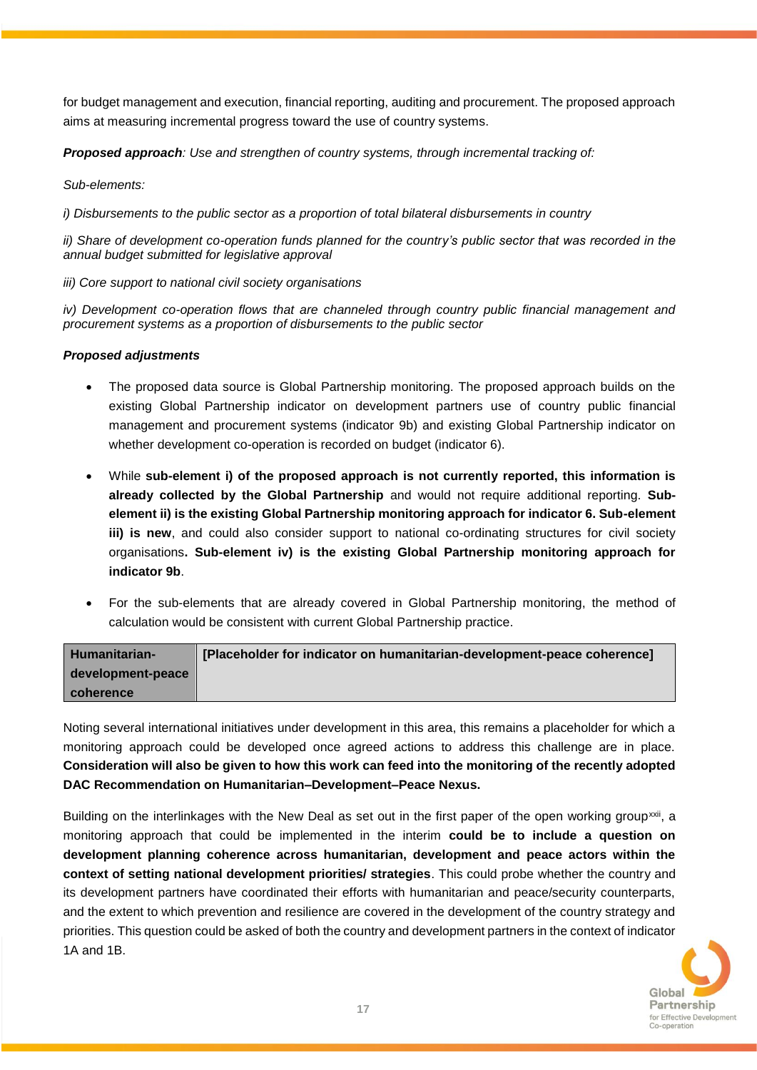for budget management and execution, financial reporting, auditing and procurement. The proposed approach aims at measuring incremental progress toward the use of country systems.

***Proposed approach**: Use and strengthen of country systems, through incremental tracking of:*

*Sub-elements:*

*i) Disbursements to the public sector as a proportion of total bilateral disbursements in country*

*ii) Share of development co-operation funds planned for the country's public sector that was recorded in the annual budget submitted for legislative approval*

*iii) Core support to national civil society organisations*

*iv) Development co-operation flows that are channeled through country public financial management and procurement systems as a proportion of disbursements to the public sector*

***Proposed adjustments***

- The proposed data source is Global Partnership monitoring. The proposed approach builds on the existing Global Partnership indicator on development partners use of country public financial management and procurement systems (indicator 9b) and existing Global Partnership indicator on whether development co-operation is recorded on budget (indicator 6).
- While **sub-element i) of the proposed approach is not currently reported, this information is already collected by the Global Partnership** and would not require additional reporting. **Sub-element ii) is the existing Global Partnership monitoring approach for indicator 6. Sub-element iii) is new**, and could also consider support to national co-ordinating structures for civil society organisations**. Sub-element iv) is the existing Global Partnership monitoring approach for indicator 9b**.
- For the sub-elements that are already covered in Global Partnership monitoring, the method of calculation would be consistent with current Global Partnership practice.

| Humanitarian-development-peace coherence | [Placeholder for indicator on humanitarian-development-peace coherence] |
| --- | --- |

Noting several international initiatives under development in this area, this remains a placeholder for which a monitoring approach could be developed once agreed actions to address this challenge are in place. **Consideration will also be given to how this work can feed into the monitoring of the recently adopted DAC Recommendation on Humanitarian–Development–Peace Nexus.**

Building on the interlinkages with the New Deal as set out in the first paper of the open working group[xxii], a monitoring approach that could be implemented in the interim **could be to include a question on development planning coherence across humanitarian, development and peace actors within the context of setting national development priorities/ strategies**. This could probe whether the country and its development partners have coordinated their efforts with humanitarian and peace/security counterparts, and the extent to which prevention and resilience are covered in the development of the country strategy and priorities. This question could be asked of both the country and development partners in the context of indicator 1A and 1B.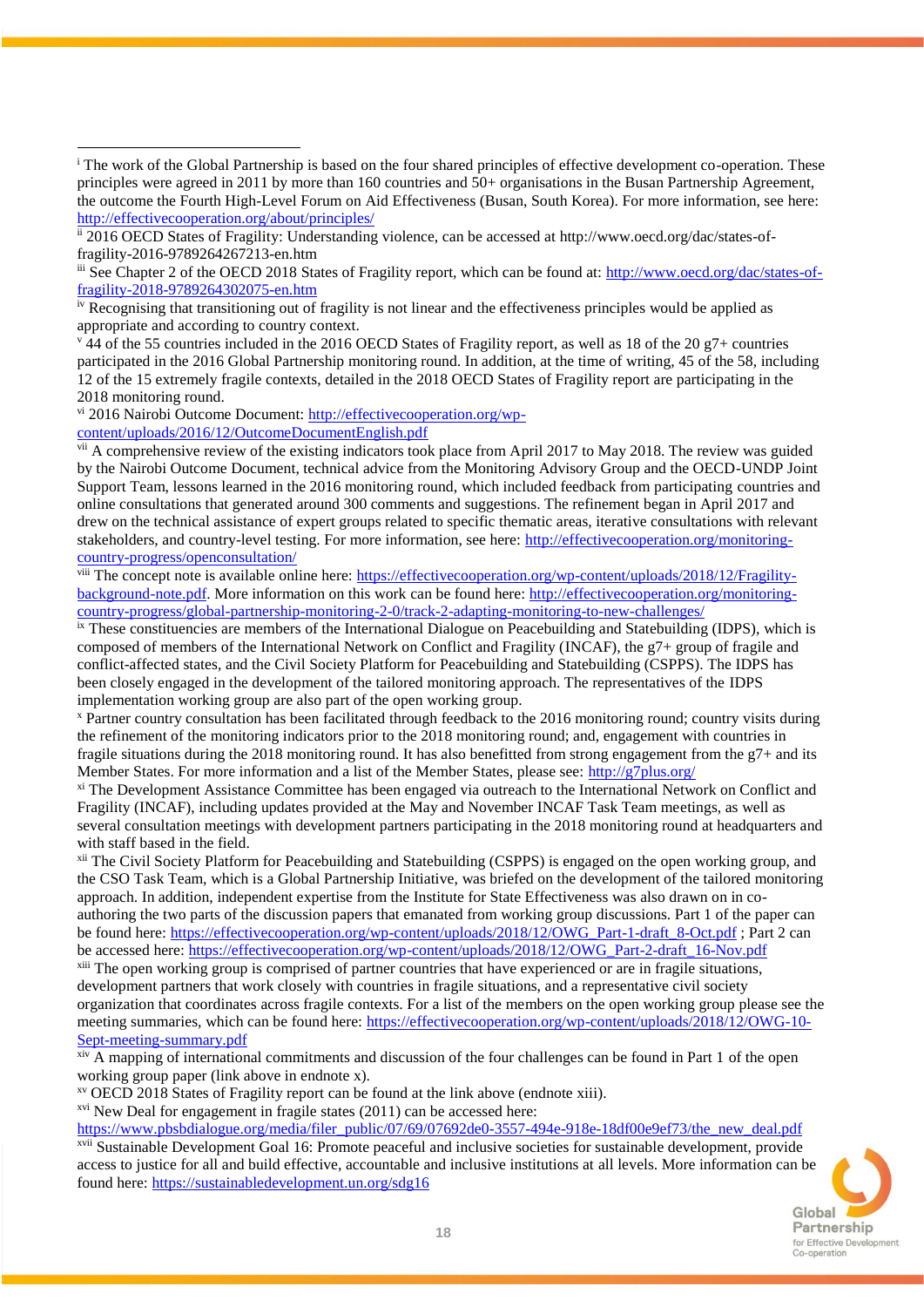[i] The work of the Global Partnership is based on the four shared principles of effective development co-operation. These principles were agreed in 2011 by more than 160 countries and 50+ organisations in the Busan Partnership Agreement, the outcome the Fourth High-Level Forum on Aid Effectiveness (Busan, South Korea). For more information, see here: http://effectivecooperation.org/about/principles/

[ii] 2016 OECD States of Fragility: Understanding violence, can be accessed at http://www.oecd.org/dac/states-of-fragility-2016-9789264267213-en.htm

[iii] See Chapter 2 of the OECD 2018 States of Fragility report, which can be found at: http://www.oecd.org/dac/states-of-fragility-2018-9789264302075-en.htm

[iv] Recognising that transitioning out of fragility is not linear and the effectiveness principles would be applied as appropriate and according to country context.

[v] 44 of the 55 countries included in the 2016 OECD States of Fragility report, as well as 18 of the 20 g7+ countries participated in the 2016 Global Partnership monitoring round. In addition, at the time of writing, 45 of the 58, including 12 of the 15 extremely fragile contexts, detailed in the 2018 OECD States of Fragility report are participating in the 2018 monitoring round.

[vi] 2016 Nairobi Outcome Document: http://effectivecooperation.org/wp-content/uploads/2016/12/OutcomeDocumentEnglish.pdf

[vii] A comprehensive review of the existing indicators took place from April 2017 to May 2018. The review was guided by the Nairobi Outcome Document, technical advice from the Monitoring Advisory Group and the OECD-UNDP Joint Support Team, lessons learned in the 2016 monitoring round, which included feedback from participating countries and online consultations that generated around 300 comments and suggestions. The refinement began in April 2017 and drew on the technical assistance of expert groups related to specific thematic areas, iterative consultations with relevant stakeholders, and country-level testing. For more information, see here: http://effectivecooperation.org/monitoring-country-progress/openconsultation/

[viii] The concept note is available online here: https://effectivecooperation.org/wp-content/uploads/2018/12/Fragility-background-note.pdf. More information on this work can be found here: http://effectivecooperation.org/monitoring-country-progress/global-partnership-monitoring-2-0/track-2-adapting-monitoring-to-new-challenges/

[ix] These constituencies are members of the International Dialogue on Peacebuilding and Statebuilding (IDPS), which is composed of members of the International Network on Conflict and Fragility (INCAF), the g7+ group of fragile and conflict-affected states, and the Civil Society Platform for Peacebuilding and Statebuilding (CSPPS). The IDPS has been closely engaged in the development of the tailored monitoring approach. The representatives of the IDPS implementation working group are also part of the open working group.

[x] Partner country consultation has been facilitated through feedback to the 2016 monitoring round; country visits during the refinement of the monitoring indicators prior to the 2018 monitoring round; and, engagement with countries in fragile situations during the 2018 monitoring round. It has also benefitted from strong engagement from the g7+ and its Member States. For more information and a list of the Member States, please see: http://g7plus.org/

[xi] The Development Assistance Committee has been engaged via outreach to the International Network on Conflict and Fragility (INCAF), including updates provided at the May and November INCAF Task Team meetings, as well as several consultation meetings with development partners participating in the 2018 monitoring round at headquarters and with staff based in the field.

[xii] The Civil Society Platform for Peacebuilding and Statebuilding (CSPPS) is engaged on the open working group, and the CSO Task Team, which is a Global Partnership Initiative, was briefed on the development of the tailored monitoring approach. In addition, independent expertise from the Institute for State Effectiveness was also drawn on in co-authoring the two parts of the discussion papers that emanated from working group discussions. Part 1 of the paper can be found here: https://effectivecooperation.org/wp-content/uploads/2018/12/OWG_Part-1-draft_8-Oct.pdf ; Part 2 can be accessed here: https://effectivecooperation.org/wp-content/uploads/2018/12/OWG_Part-2-draft_16-Nov.pdf

[xiii] The open working group is comprised of partner countries that have experienced or are in fragile situations, development partners that work closely with countries in fragile situations, and a representative civil society organization that coordinates across fragile contexts. For a list of the members on the open working group please see the meeting summaries, which can be found here: https://effectivecooperation.org/wp-content/uploads/2018/12/OWG-10-Sept-meeting-summary.pdf

[xiv] A mapping of international commitments and discussion of the four challenges can be found in Part 1 of the open working group paper (link above in endnote x).

[xv] OECD 2018 States of Fragility report can be found at the link above (endnote xiii).

[xvi] New Deal for engagement in fragile states (2011) can be accessed here: https://www.pbsbdialogue.org/media/filer_public/07/69/07692de0-3557-494e-918e-18df00e9ef73/the_new_deal.pdf

[xvii] Sustainable Development Goal 16: Promote peaceful and inclusive societies for sustainable development, provide access to justice for all and build effective, accountable and inclusive institutions at all levels. More information can be found here: https://sustainabledevelopment.un.org/sdg16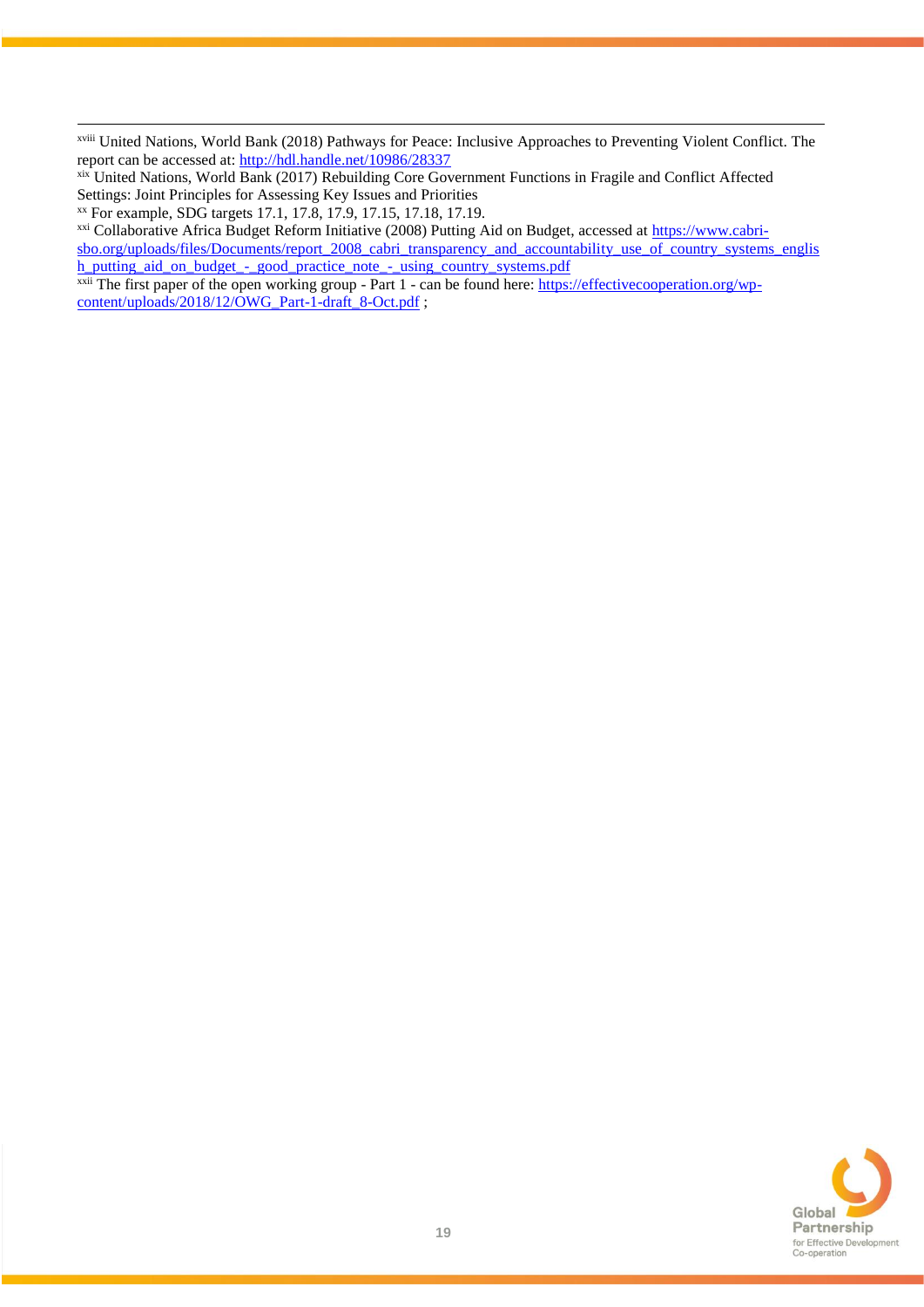[xviii] United Nations, World Bank (2018) Pathways for Peace: Inclusive Approaches to Preventing Violent Conflict. The report can be accessed at: http://hdl.handle.net/10986/28337

[xix] United Nations, World Bank (2017) Rebuilding Core Government Functions in Fragile and Conflict Affected Settings: Joint Principles for Assessing Key Issues and Priorities

[xx] For example, SDG targets 17.1, 17.8, 17.9, 17.15, 17.18, 17.19.

[xxi] Collaborative Africa Budget Reform Initiative (2008) Putting Aid on Budget, accessed at https://www.cabri-sbo.org/uploads/files/Documents/report_2008_cabri_transparency_and_accountability_use_of_country_systems_english_putting_aid_on_budget_-_good_practice_note_-_using_country_systems.pdf

[xxii] The first paper of the open working group - Part 1 - can be found here: https://effectivecooperation.org/wp-content/uploads/2018/12/OWG_Part-1-draft_8-Oct.pdf ;